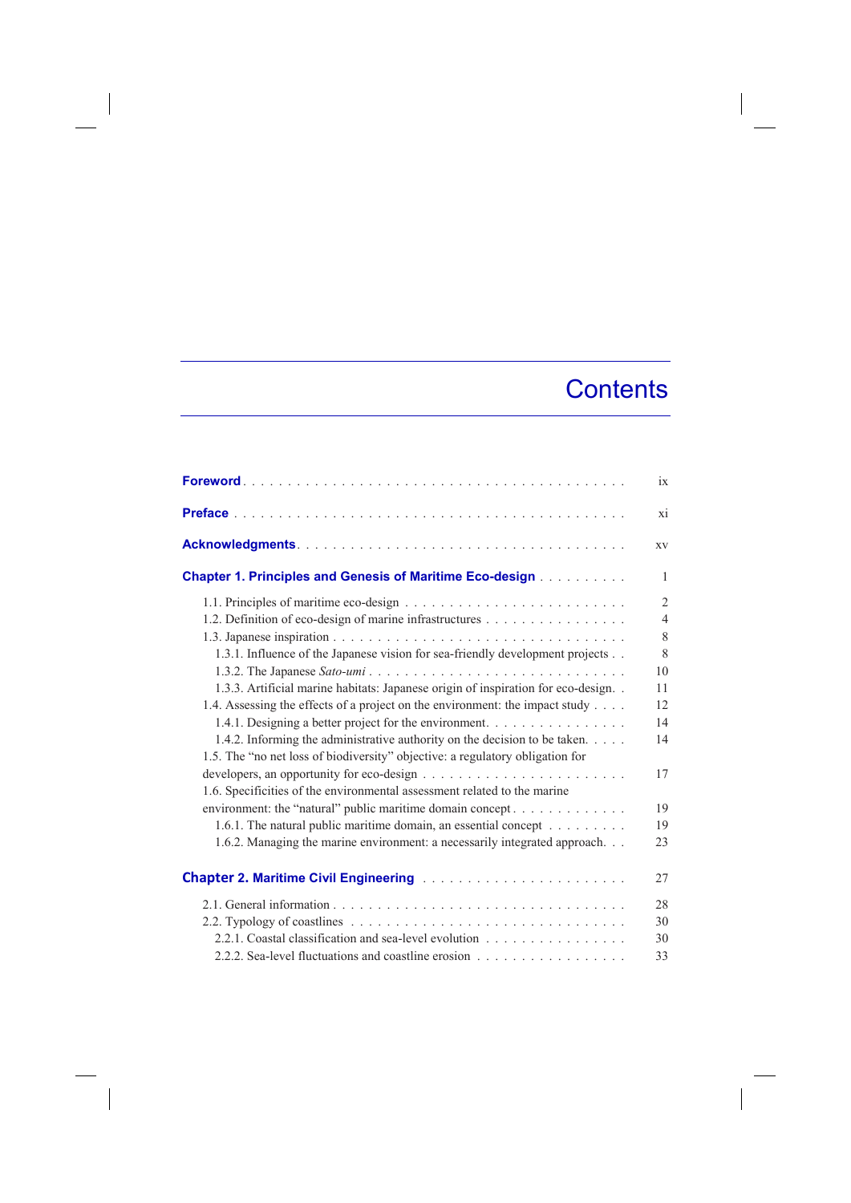# Contents

| | |
|---|---|
| **Foreword** | ix |
| **Preface** | xi |
| **Acknowledgments** | xv |
| **Chapter 1. Principles and Genesis of Maritime Eco-design** | 1 |
| 1.1. Principles of maritime eco-design | 2 |
| 1.2. Definition of eco-design of marine infrastructures | 4 |
| 1.3. Japanese inspiration | 8 |
| 1.3.1. Influence of the Japanese vision for sea-friendly development projects | 8 |
| 1.3.2. The Japanese *Sato-umi* | 10 |
| 1.3.3. Artificial marine habitats: Japanese origin of inspiration for eco-design | 11 |
| 1.4. Assessing the effects of a project on the environment: the impact study | 12 |
| 1.4.1. Designing a better project for the environment | 14 |
| 1.4.2. Informing the administrative authority on the decision to be taken | 14 |
| 1.5. The "no net loss of biodiversity" objective: a regulatory obligation for developers, an opportunity for eco-design | 17 |
| 1.6. Specificities of the environmental assessment related to the marine environment: the "natural" public maritime domain concept | 19 |
| 1.6.1. The natural public maritime domain, an essential concept | 19 |
| 1.6.2. Managing the marine environment: a necessarily integrated approach | 23 |
| **Chapter 2. Maritime Civil Engineering** | 27 |
| 2.1. General information | 28 |
| 2.2. Typology of coastlines | 30 |
| 2.2.1. Coastal classification and sea-level evolution | 30 |
| 2.2.2. Sea-level fluctuations and coastline erosion | 33 |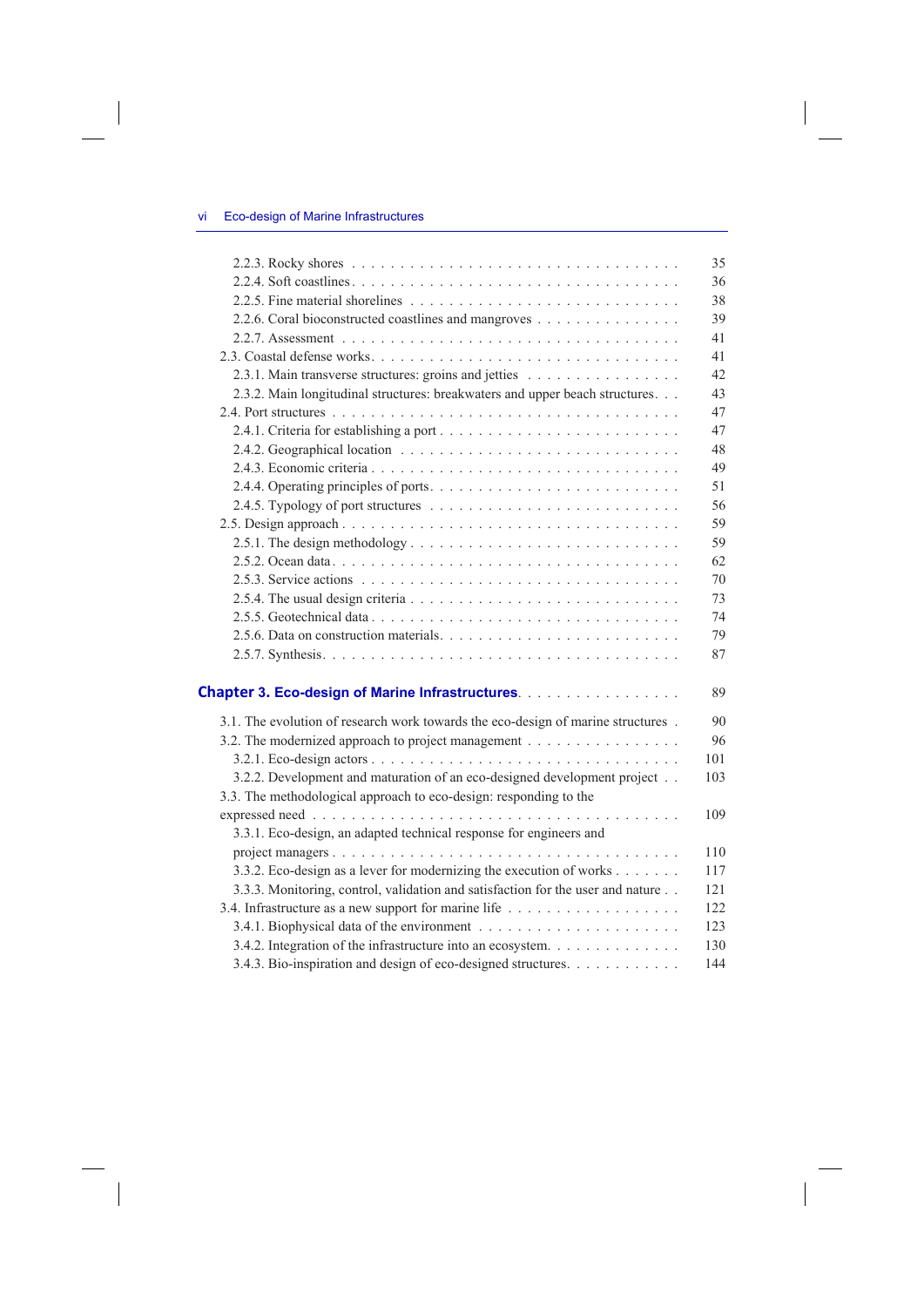2.2.3. Rocky shores . . . . . . . . . . . . . . . . . . . . . . . . . . . . . . . . . 35
2.2.4. Soft coastlines . . . . . . . . . . . . . . . . . . . . . . . . . . . . . . . . . 36
2.2.5. Fine material shorelines . . . . . . . . . . . . . . . . . . . . . . . . . . . . 38
2.2.6. Coral bioconstructed coastlines and mangroves . . . . . . . . . . . . . . . 39
2.2.7. Assessment . . . . . . . . . . . . . . . . . . . . . . . . . . . . . . . . . . 41
2.3. Coastal defense works . . . . . . . . . . . . . . . . . . . . . . . . . . . . . . 41
2.3.1. Main transverse structures: groins and jetties . . . . . . . . . . . . . . . . 42
2.3.2. Main longitudinal structures: breakwaters and upper beach structures . . . 43
2.4. Port structures . . . . . . . . . . . . . . . . . . . . . . . . . . . . . . . . . . 47
2.4.1. Criteria for establishing a port . . . . . . . . . . . . . . . . . . . . . . . . 47
2.4.2. Geographical location . . . . . . . . . . . . . . . . . . . . . . . . . . . . . 48
2.4.3. Economic criteria . . . . . . . . . . . . . . . . . . . . . . . . . . . . . . . 49
2.4.4. Operating principles of ports . . . . . . . . . . . . . . . . . . . . . . . . . 51
2.4.5. Typology of port structures . . . . . . . . . . . . . . . . . . . . . . . . . . 56
2.5. Design approach . . . . . . . . . . . . . . . . . . . . . . . . . . . . . . . . . 59
2.5.1. The design methodology . . . . . . . . . . . . . . . . . . . . . . . . . . . 59
2.5.2. Ocean data . . . . . . . . . . . . . . . . . . . . . . . . . . . . . . . . . . 62
2.5.3. Service actions . . . . . . . . . . . . . . . . . . . . . . . . . . . . . . . . 70
2.5.4. The usual design criteria . . . . . . . . . . . . . . . . . . . . . . . . . . . 73
2.5.5. Geotechnical data . . . . . . . . . . . . . . . . . . . . . . . . . . . . . . . 74
2.5.6. Data on construction materials . . . . . . . . . . . . . . . . . . . . . . . . 79
2.5.7. Synthesis . . . . . . . . . . . . . . . . . . . . . . . . . . . . . . . . . . . 87

**Chapter 3. Eco-design of Marine Infrastructures** . . . . . . . . . . . . . . . . . 89

3.1. The evolution of research work towards the eco-design of marine structures . 90
3.2. The modernized approach to project management . . . . . . . . . . . . . . . . 96
3.2.1. Eco-design actors . . . . . . . . . . . . . . . . . . . . . . . . . . . . . . . 101
3.2.2. Development and maturation of an eco-designed development project . . 103
3.3. The methodological approach to eco-design: responding to the expressed need . . . . . . . . . . . . . . . . . . . . . . . . . . . . . . . . . . . . 109
3.3.1. Eco-design, an adapted technical response for engineers and project managers . . . . . . . . . . . . . . . . . . . . . . . . . . . . . . . . . . . 110
3.3.2. Eco-design as a lever for modernizing the execution of works . . . . . . . 117
3.3.3. Monitoring, control, validation and satisfaction for the user and nature . . 121
3.4. Infrastructure as a new support for marine life . . . . . . . . . . . . . . . . . 122
3.4.1. Biophysical data of the environment . . . . . . . . . . . . . . . . . . . . . 123
3.4.2. Integration of the infrastructure into an ecosystem . . . . . . . . . . . . . . 130
3.4.3. Bio-inspiration and design of eco-designed structures . . . . . . . . . . . . 144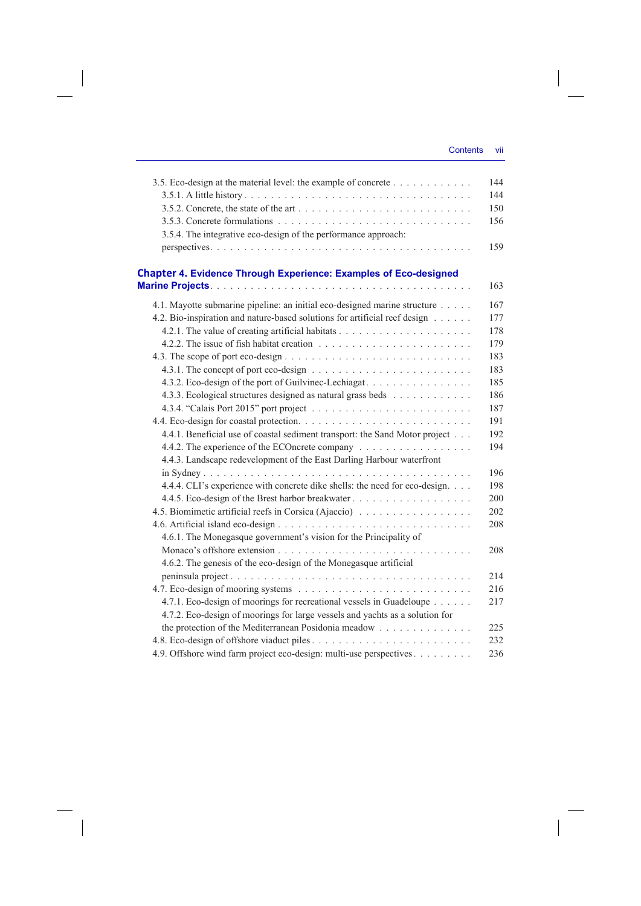3.5. Eco-design at the material level: the example of concrete . . . . . . . . . . . . 144
   3.5.1. A little history . . . . . . . . . . . . . . . . . . . . . . . . . . . . . . . . . . 144
   3.5.2. Concrete, the state of the art . . . . . . . . . . . . . . . . . . . . . . . . . 150
   3.5.3. Concrete formulations . . . . . . . . . . . . . . . . . . . . . . . . . . . . . 156
   3.5.4. The integrative eco-design of the performance approach: perspectives. . . . . . . . . . . . . . . . . . . . . . . . . . . . . . . . . . . . . 159

**Chapter 4. Evidence Through Experience: Examples of Eco-designed Marine Projects**. . . . . . . . . . . . . . . . . . . . . . . . . . . . . . . . . . . 163

4.1. Mayotte submarine pipeline: an initial eco-designed marine structure . . . . . 167
4.2. Bio-inspiration and nature-based solutions for artificial reef design . . . . . . 177
   4.2.1. The value of creating artificial habitats . . . . . . . . . . . . . . . . . . . . 178
   4.2.2. The issue of fish habitat creation . . . . . . . . . . . . . . . . . . . . . . . 179
4.3. The scope of port eco-design . . . . . . . . . . . . . . . . . . . . . . . . . . . . . 183
   4.3.1. The concept of port eco-design . . . . . . . . . . . . . . . . . . . . . . . . 183
   4.3.2. Eco-design of the port of Guilvinec-Lechiagat. . . . . . . . . . . . . . . . . 185
   4.3.3. Ecological structures designed as natural grass beds . . . . . . . . . . . . 186
   4.3.4. "Calais Port 2015" port project . . . . . . . . . . . . . . . . . . . . . . . . 187
4.4. Eco-design for coastal protection. . . . . . . . . . . . . . . . . . . . . . . . . . . 191
   4.4.1. Beneficial use of coastal sediment transport: the Sand Motor project . . . 192
   4.4.2. The experience of the ECOncrete company . . . . . . . . . . . . . . . . . 194
   4.4.3. Landscape redevelopment of the East Darling Harbour waterfront in Sydney . . . . . . . . . . . . . . . . . . . . . . . . . . . . . . . . . . . . . . . 196
   4.4.4. CLI's experience with concrete dike shells: the need for eco-design. . . . 198
   4.4.5. Eco-design of the Brest harbor breakwater . . . . . . . . . . . . . . . . . . 200
4.5. Biomimetic artificial reefs in Corsica (Ajaccio) . . . . . . . . . . . . . . . . . 202
4.6. Artificial island eco-design . . . . . . . . . . . . . . . . . . . . . . . . . . . . . . 208
   4.6.1. The Monegasque government's vision for the Principality of Monaco's offshore extension . . . . . . . . . . . . . . . . . . . . . . . . . . . . . 208
   4.6.2. The genesis of the eco-design of the Monegasque artificial peninsula project . . . . . . . . . . . . . . . . . . . . . . . . . . . . . . . . . . . . 214
4.7. Eco-design of mooring systems . . . . . . . . . . . . . . . . . . . . . . . . . . . . 216
   4.7.1. Eco-design of moorings for recreational vessels in Guadeloupe . . . . . . 217
   4.7.2. Eco-design of moorings for large vessels and yachts as a solution for the protection of the Mediterranean Posidonia meadow . . . . . . . . . . . . . . 225
4.8. Eco-design of offshore viaduct piles . . . . . . . . . . . . . . . . . . . . . . . . . 232
4.9. Offshore wind farm project eco-design: multi-use perspectives . . . . . . . . . 236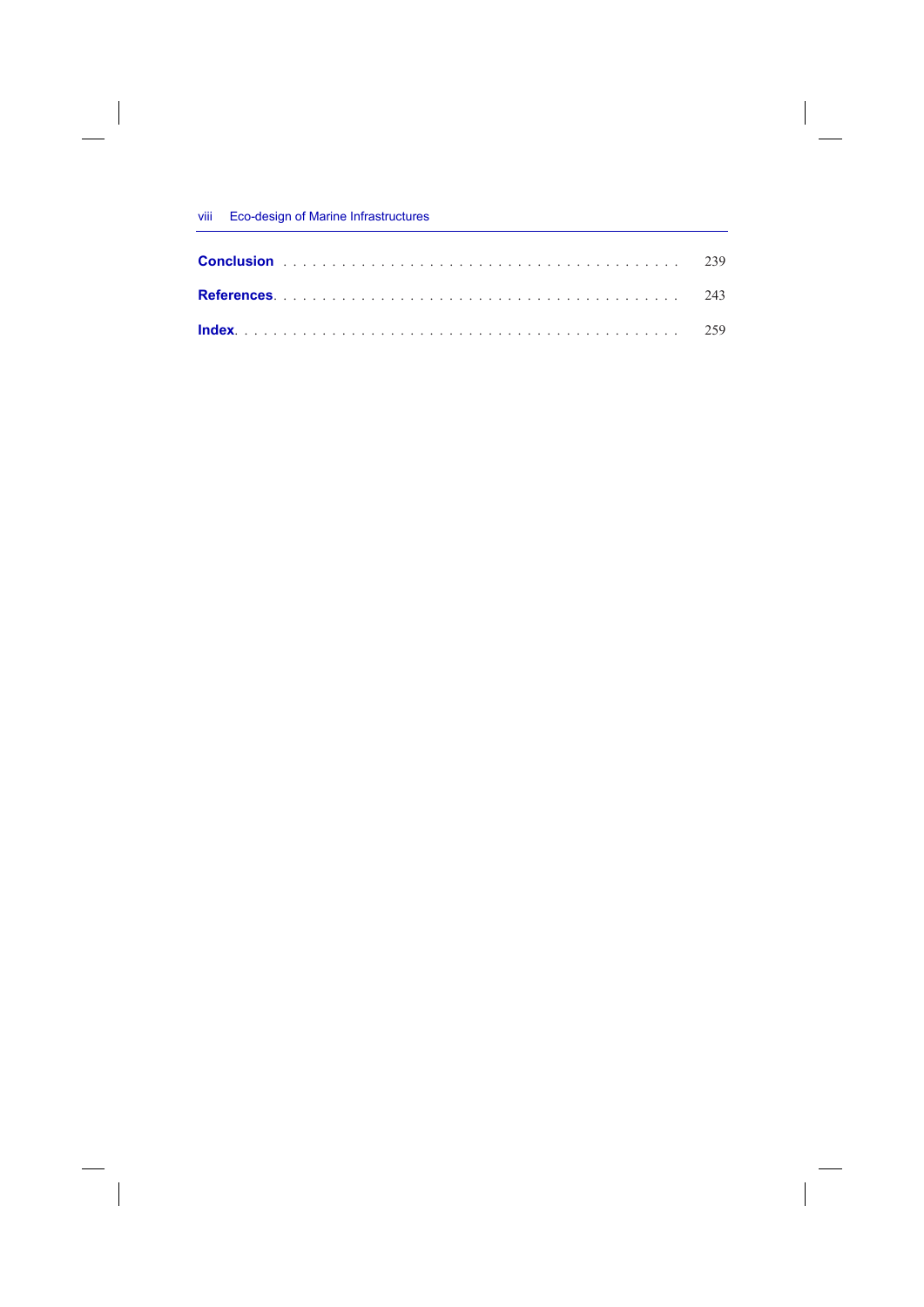**Conclusion** . . . . . . . . . . . . . . . . . . . . . . . . . . . . . . . . . . . . . . . 239

**References**. . . . . . . . . . . . . . . . . . . . . . . . . . . . . . . . . . . . . . . . 243

**Index**. . . . . . . . . . . . . . . . . . . . . . . . . . . . . . . . . . . . . . . . . . . 259